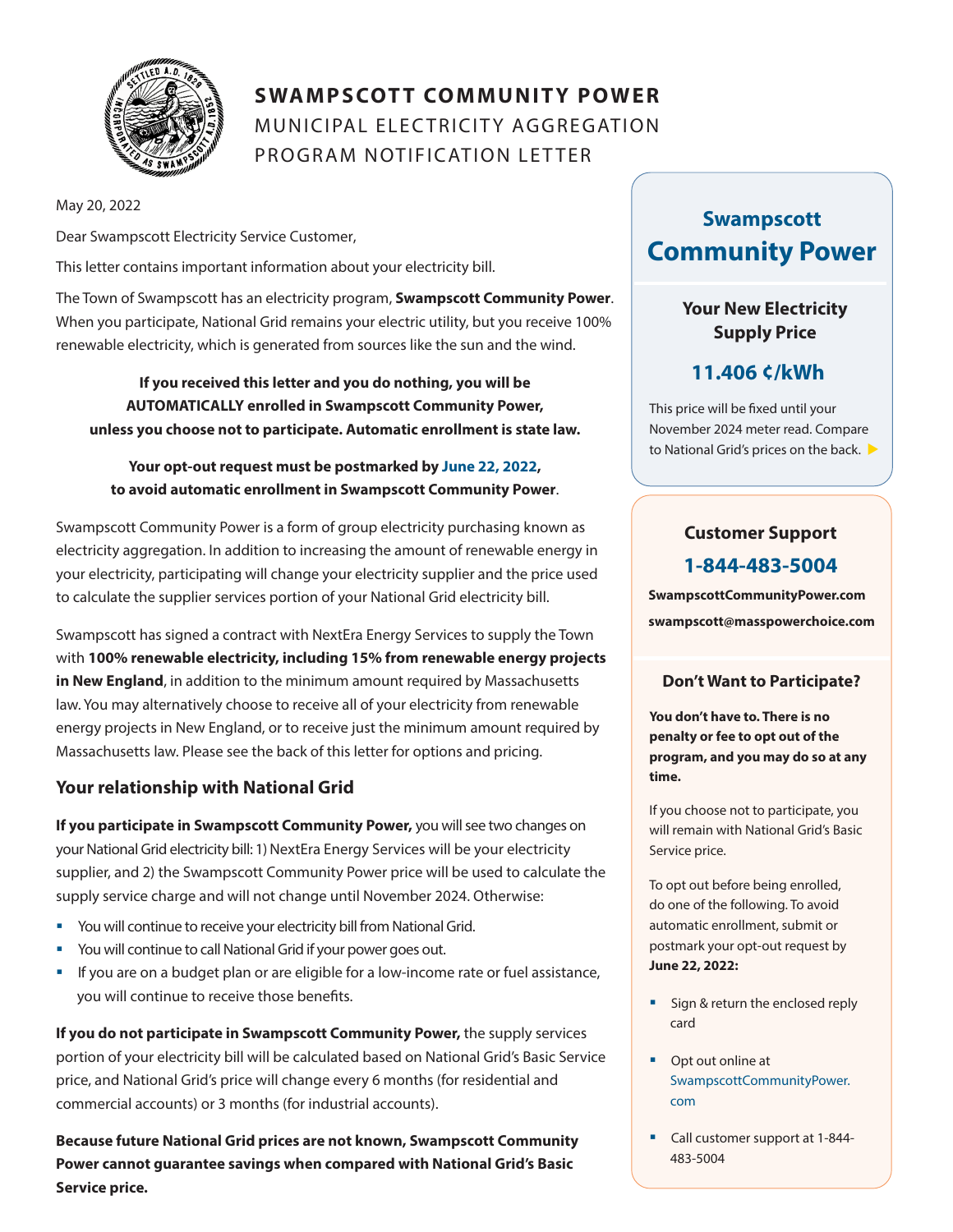# SWAMPSCOTT COMMUNITY POWER

MUNICIPAL ELECTRICITY AGGREGATION PROGRAM NOTIFICATION LETTER

May 20, 2022

Dear Swampscott Electricity Service Customer,

This letter contains important information about your electricity bill.

The Town of Swampscott has an electricity program, **Swampscott Community Power**. When you participate, National Grid remains your electric utility, but you receive 100% renewable electricity, which is generated from sources like the sun and the wind.

**If you received this letter and you do nothing, you will be AUTOMATICALLY enrolled in Swampscott Community Power, unless you choose not to participate. Automatic enrollment is state law.**

**Your opt-out request must be postmarked by June 22, 2022, to avoid automatic enrollment in Swampscott Community Power.**

Swampscott Community Power is a form of group electricity purchasing known as electricity aggregation. In addition to increasing the amount of renewable energy in your electricity, participating will change your electricity supplier and the price used to calculate the supplier services portion of your National Grid electricity bill.

Swampscott has signed a contract with NextEra Energy Services to supply the Town with **100% renewable electricity, including 15% from renewable energy projects in New England**, in addition to the minimum amount required by Massachusetts law. You may alternatively choose to receive all of your electricity from renewable energy projects in New England, or to receive just the minimum amount required by Massachusetts law. Please see the back of this letter for options and pricing.

## Your relationship with National Grid

**If you participate in Swampscott Community Power,** you will see two changes on your National Grid electricity bill: 1) NextEra Energy Services will be your electricity supplier, and 2) the Swampscott Community Power price will be used to calculate the supply service charge and will not change until November 2024. Otherwise:

- You will continue to receive your electricity bill from National Grid.
- You will continue to call National Grid if your power goes out.
- If you are on a budget plan or are eligible for a low-income rate or fuel assistance, you will continue to receive those benefits.

**If you do not participate in Swampscott Community Power,** the supply services portion of your electricity bill will be calculated based on National Grid's Basic Service price, and National Grid's price will change every 6 months (for residential and commercial accounts) or 3 months (for industrial accounts).

**Because future National Grid prices are not known, Swampscott Community Power cannot guarantee savings when compared with National Grid's Basic Service price.**

## Swampscott Community Power

### Your New Electricity Supply Price

**11.406 ¢/kWh**

This price will be fixed until your November 2024 meter read. Compare to National Grid's prices on the back.

### Customer Support

**1-844-483-5004**

**SwampscottCommunityPower.com**

**swampscott@masspowerchoice.com**

### Don't Want to Participate?

**You don't have to. There is no penalty or fee to opt out of the program, and you may do so at any time.**

If you choose not to participate, you will remain with National Grid's Basic Service price.

To opt out before being enrolled, do one of the following. To avoid automatic enrollment, submit or postmark your opt-out request by **June 22, 2022:**

- Sign & return the enclosed reply card
- Opt out online at SwampscottCommunityPower.com
- Call customer support at 1-844-483-5004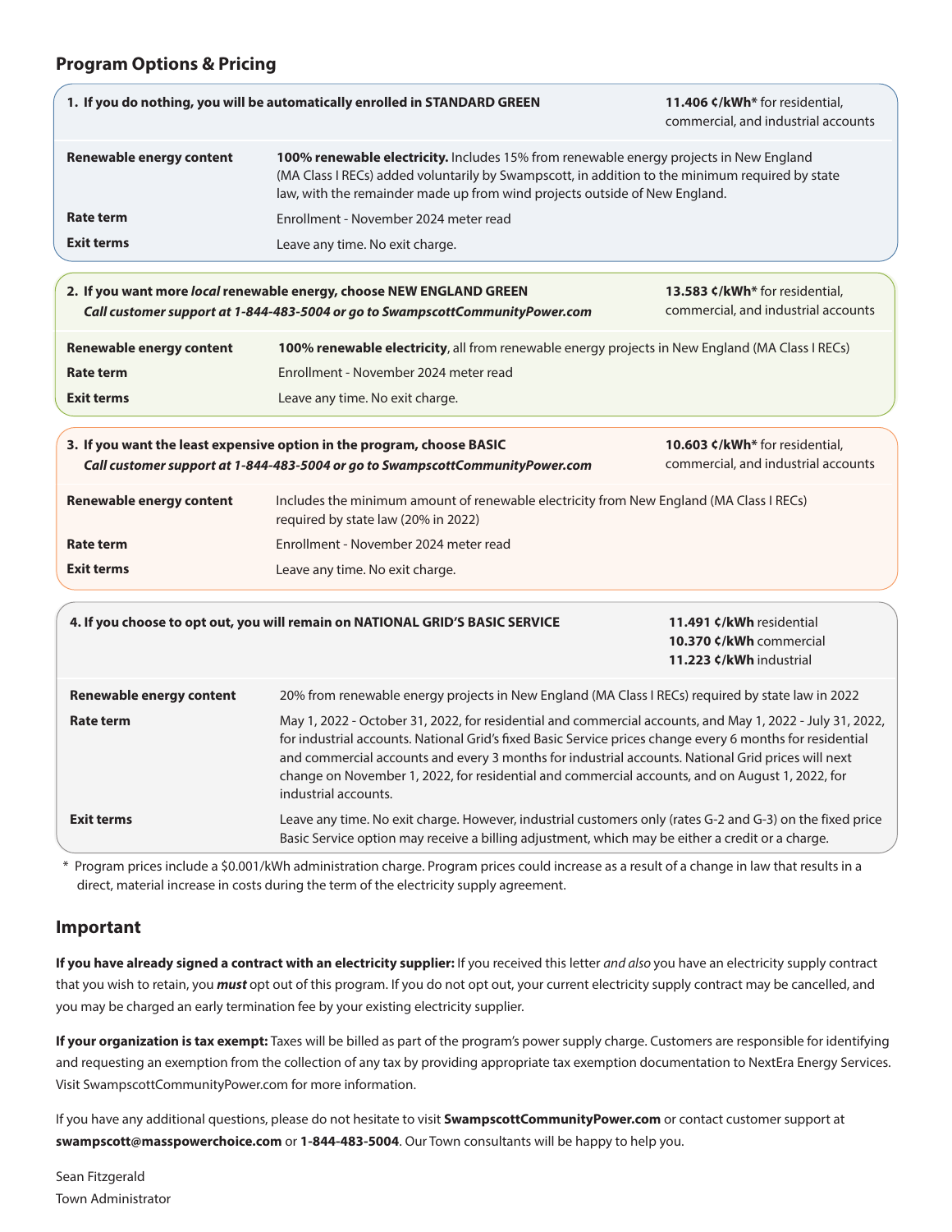## Program Options & Pricing

| **1. If you do nothing, you will be automatically enrolled in STANDARD GREEN** | **11.406 ¢/kWh*** for residential, commercial, and industrial accounts |
|---|---|
| **Renewable energy content** | **100% renewable electricity.** Includes 15% from renewable energy projects in New England (MA Class I RECs) added voluntarily by Swampscott, in addition to the minimum required by state law, with the remainder made up from wind projects outside of New England. |
| **Rate term** | Enrollment - November 2024 meter read |
| **Exit terms** | Leave any time. No exit charge. |

| **2. If you want more *local* renewable energy, choose NEW ENGLAND GREEN** ***Call customer support at 1-844-483-5004 or go to SwampscottCommunityPower.com*** | **13.583 ¢/kWh*** for residential, commercial, and industrial accounts |
|---|---|
| **Renewable energy content** | **100% renewable electricity**, all from renewable energy projects in New England (MA Class I RECs) |
| **Rate term** | Enrollment - November 2024 meter read |
| **Exit terms** | Leave any time. No exit charge. |

| **3. If you want the least expensive option in the program, choose BASIC** ***Call customer support at 1-844-483-5004 or go to SwampscottCommunityPower.com*** | **10.603 ¢/kWh*** for residential, commercial, and industrial accounts |
|---|---|
| **Renewable energy content** | Includes the minimum amount of renewable electricity from New England (MA Class I RECs) required by state law (20% in 2022) |
| **Rate term** | Enrollment - November 2024 meter read |
| **Exit terms** | Leave any time. No exit charge. |

| **4. If you choose to opt out, you will remain on NATIONAL GRID'S BASIC SERVICE** | **11.491 ¢/kWh** residential **10.370 ¢/kWh** commercial **11.223 ¢/kWh** industrial |
|---|---|
| **Renewable energy content** | 20% from renewable energy projects in New England (MA Class I RECs) required by state law in 2022 |
| **Rate term** | May 1, 2022 - October 31, 2022, for residential and commercial accounts, and May 1, 2022 - July 31, 2022, for industrial accounts. National Grid's fixed Basic Service prices change every 6 months for residential and commercial accounts and every 3 months for industrial accounts. National Grid prices will next change on November 1, 2022, for residential and commercial accounts, and on August 1, 2022, for industrial accounts. |
| **Exit terms** | Leave any time. No exit charge. However, industrial customers only (rates G-2 and G-3) on the fixed price Basic Service option may receive a billing adjustment, which may be either a credit or a charge. |

* Program prices include a $0.001/kWh administration charge. Program prices could increase as a result of a change in law that results in a direct, material increase in costs during the term of the electricity supply agreement.

## Important

**If you have already signed a contract with an electricity supplier:** If you received this letter *and also* you have an electricity supply contract that you wish to retain, you ***must*** opt out of this program. If you do not opt out, your current electricity supply contract may be cancelled, and you may be charged an early termination fee by your existing electricity supplier.

**If your organization is tax exempt:** Taxes will be billed as part of the program's power supply charge. Customers are responsible for identifying and requesting an exemption from the collection of any tax by providing appropriate tax exemption documentation to NextEra Energy Services. Visit SwampscottCommunityPower.com for more information.

If you have any additional questions, please do not hesitate to visit **SwampscottCommunityPower.com** or contact customer support at **swampscott@masspowerchoice.com** or **1-844-483-5004**. Our Town consultants will be happy to help you.

Sean Fitzgerald
Town Administrator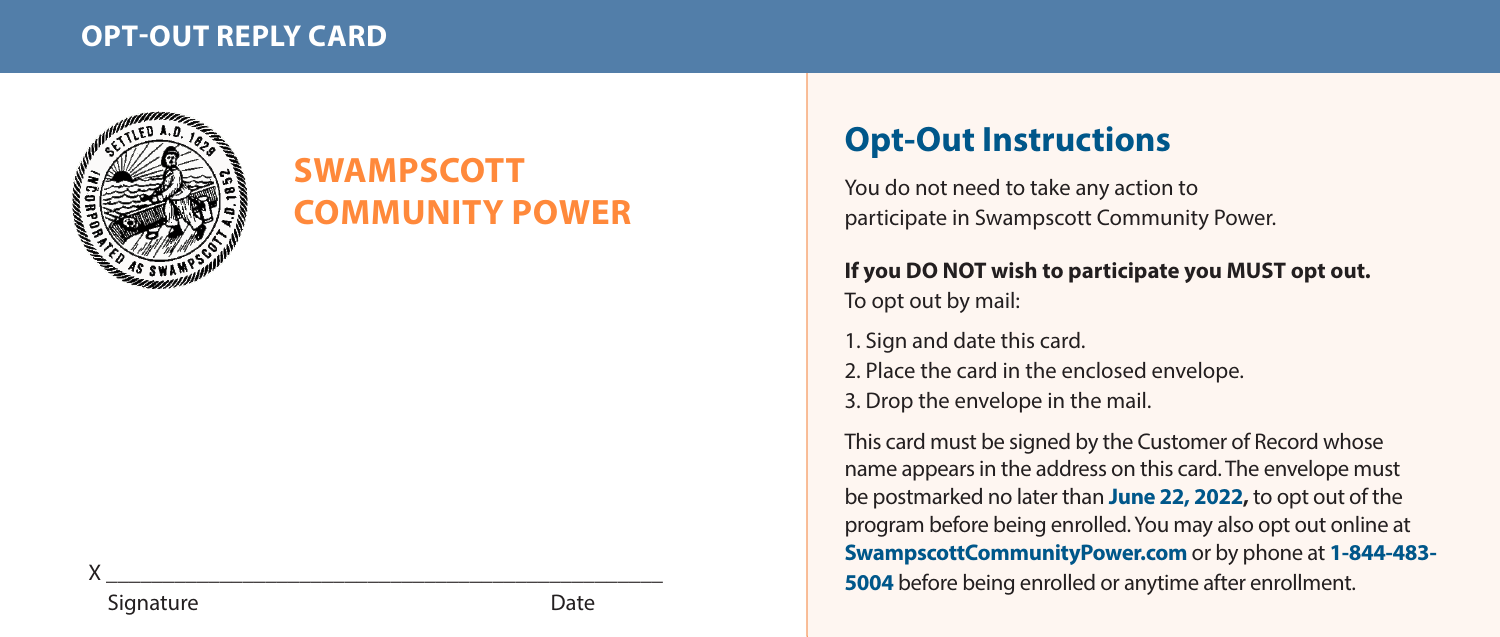**OPT-OUT REPLY CARD**

# SWAMPSCOTT COMMUNITY POWER

X ______________________________________________

Signature                                                                 Date

## Opt-Out Instructions

You do not need to take any action to participate in Swampscott Community Power.

**If you DO NOT wish to participate you MUST opt out.**
To opt out by mail:

1. Sign and date this card.
2. Place the card in the enclosed envelope.
3. Drop the envelope in the mail.

This card must be signed by the Customer of Record whose name appears in the address on this card. The envelope must be postmarked no later than **June 22, 2022,** to opt out of the program before being enrolled. You may also opt out online at **SwampscottCommunityPower.com** or by phone at **1-844-483-5004** before being enrolled or anytime after enrollment.